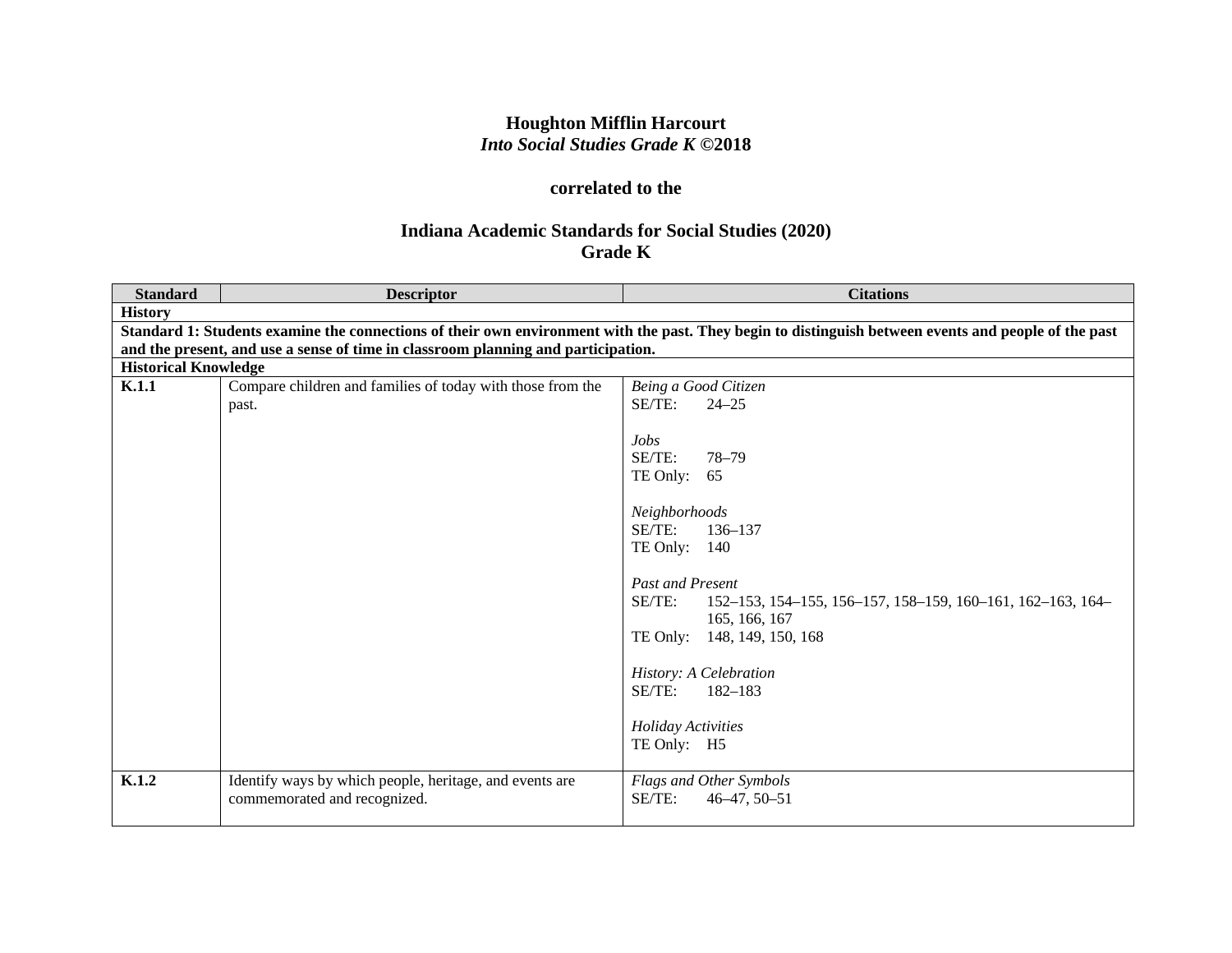**Houghton Mifflin Harcourt**
***Into Social Studies Grade K* ©2018**

**correlated to the**

**Indiana Academic Standards for Social Studies (2020)**
**Grade K**

| Standard | Descriptor | Citations |
|---|---|---|
| **History** | | |
| **Standard 1: Students examine the connections of their own environment with the past. They begin to distinguish between events and people of the past and the present, and use a sense of time in classroom planning and participation.** | | |
| **Historical Knowledge** | | |
| **K.1.1** | Compare children and families of today with those from the past. | *Being a Good Citizen*<br>SE/TE: 24–25<br><br>*Jobs*<br>SE/TE: 78–79<br>TE Only: 65<br><br>*Neighborhoods*<br>SE/TE: 136–137<br>TE Only: 140<br><br>*Past and Present*<br>SE/TE: 152–153, 154–155, 156–157, 158–159, 160–161, 162–163, 164–165, 166, 167<br>TE Only: 148, 149, 150, 168<br><br>*History: A Celebration*<br>SE/TE: 182–183<br><br>*Holiday Activities*<br>TE Only: H5 |
| **K.1.2** | Identify ways by which people, heritage, and events are commemorated and recognized. | *Flags and Other Symbols*<br>SE/TE: 46–47, 50–51 |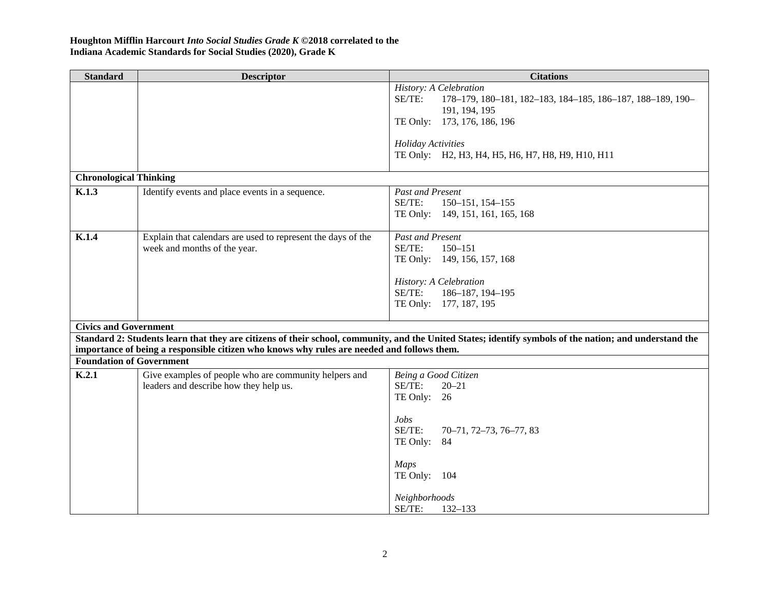**Houghton Mifflin Harcourt *Into Social Studies Grade K* ©2018 correlated to the Indiana Academic Standards for Social Studies (2020), Grade K**

| Standard | Descriptor | Citations |
|---|---|---|
| | | *History: A Celebration*<br>SE/TE: 178–179, 180–181, 182–183, 184–185, 186–187, 188–189, 190–191, 194, 195<br>TE Only: 173, 176, 186, 196<br><br>*Holiday Activities*<br>TE Only: H2, H3, H4, H5, H6, H7, H8, H9, H10, H11 |
| **Chronological Thinking** | | |
| **K.1.3** | Identify events and place events in a sequence. | *Past and Present*<br>SE/TE: 150–151, 154–155<br>TE Only: 149, 151, 161, 165, 168 |
| **K.1.4** | Explain that calendars are used to represent the days of the week and months of the year. | *Past and Present*<br>SE/TE: 150–151<br>TE Only: 149, 156, 157, 168<br><br>*History: A Celebration*<br>SE/TE: 186–187, 194–195<br>TE Only: 177, 187, 195 |
| **Civics and Government** | | |
| **Standard 2: Students learn that they are citizens of their school, community, and the United States; identify symbols of the nation; and understand the importance of being a responsible citizen who knows why rules are needed and follows them.** | | |
| **Foundation of Government** | | |
| **K.2.1** | Give examples of people who are community helpers and leaders and describe how they help us. | *Being a Good Citizen*<br>SE/TE: 20–21<br>TE Only: 26<br><br>*Jobs*<br>SE/TE: 70–71, 72–73, 76–77, 83<br>TE Only: 84<br><br>*Maps*<br>TE Only: 104<br><br>*Neighborhoods*<br>SE/TE: 132–133 |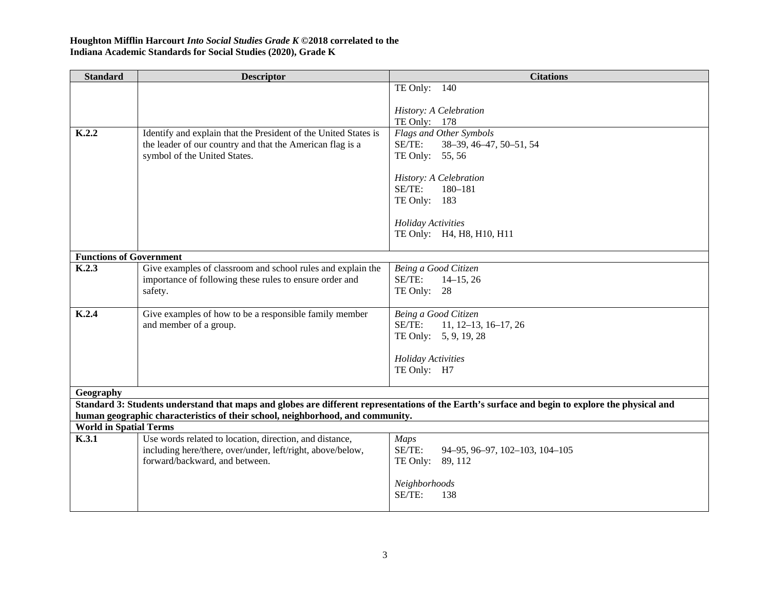**Houghton Mifflin Harcourt *Into Social Studies Grade K* ©2018 correlated to the**
**Indiana Academic Standards for Social Studies (2020), Grade K**

| Standard | Descriptor | Citations |
|---|---|---|
| | | TE Only: 140<br><br>*History: A Celebration*<br>TE Only: 178 |
| **K.2.2** | Identify and explain that the President of the United States is the leader of our country and that the American flag is a symbol of the United States. | *Flags and Other Symbols*<br>SE/TE: 38–39, 46–47, 50–51, 54<br>TE Only: 55, 56<br><br>*History: A Celebration*<br>SE/TE: 180–181<br>TE Only: 183<br><br>*Holiday Activities*<br>TE Only: H4, H8, H10, H11 |
| **Functions of Government** | | |
| **K.2.3** | Give examples of classroom and school rules and explain the importance of following these rules to ensure order and safety. | *Being a Good Citizen*<br>SE/TE: 14–15, 26<br>TE Only: 28 |
| **K.2.4** | Give examples of how to be a responsible family member and member of a group. | *Being a Good Citizen*<br>SE/TE: 11, 12–13, 16–17, 26<br>TE Only: 5, 9, 19, 28<br><br>*Holiday Activities*<br>TE Only: H7 |
| **Geography** | | |
| **Standard 3: Students understand that maps and globes are different representations of the Earth's surface and begin to explore the physical and human geographic characteristics of their school, neighborhood, and community.** | | |
| **World in Spatial Terms** | | |
| **K.3.1** | Use words related to location, direction, and distance, including here/there, over/under, left/right, above/below, forward/backward, and between. | *Maps*<br>SE/TE: 94–95, 96–97, 102–103, 104–105<br>TE Only: 89, 112<br><br>*Neighborhoods*<br>SE/TE: 138 |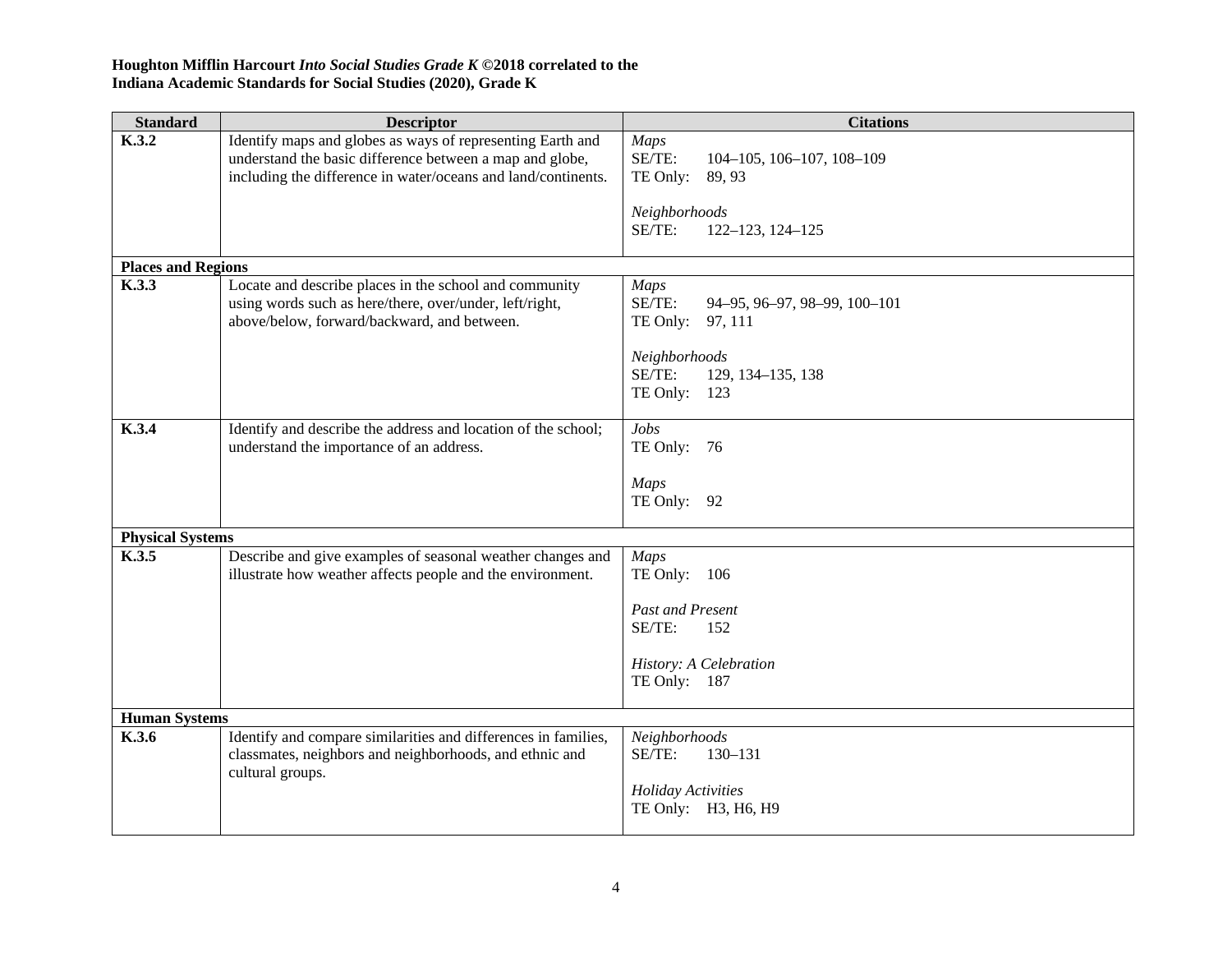**Houghton Mifflin Harcourt *Into Social Studies Grade K* ©2018 correlated to the Indiana Academic Standards for Social Studies (2020), Grade K**

| Standard | Descriptor | Citations |
|---|---|---|
| **K.3.2** | Identify maps and globes as ways of representing Earth and understand the basic difference between a map and globe, including the difference in water/oceans and land/continents. | *Maps*<br>SE/TE: 104–105, 106–107, 108–109<br>TE Only: 89, 93<br><br>*Neighborhoods*<br>SE/TE: 122–123, 124–125 |
| **Places and Regions** | | |
| **K.3.3** | Locate and describe places in the school and community using words such as here/there, over/under, left/right, above/below, forward/backward, and between. | *Maps*<br>SE/TE: 94–95, 96–97, 98–99, 100–101<br>TE Only: 97, 111<br><br>*Neighborhoods*<br>SE/TE: 129, 134–135, 138<br>TE Only: 123 |
| **K.3.4** | Identify and describe the address and location of the school; understand the importance of an address. | *Jobs*<br>TE Only: 76<br><br>*Maps*<br>TE Only: 92 |
| **Physical Systems** | | |
| **K.3.5** | Describe and give examples of seasonal weather changes and illustrate how weather affects people and the environment. | *Maps*<br>TE Only: 106<br><br>*Past and Present*<br>SE/TE: 152<br><br>*History: A Celebration*<br>TE Only: 187 |
| **Human Systems** | | |
| **K.3.6** | Identify and compare similarities and differences in families, classmates, neighbors and neighborhoods, and ethnic and cultural groups. | *Neighborhoods*<br>SE/TE: 130–131<br><br>*Holiday Activities*<br>TE Only: H3, H6, H9 |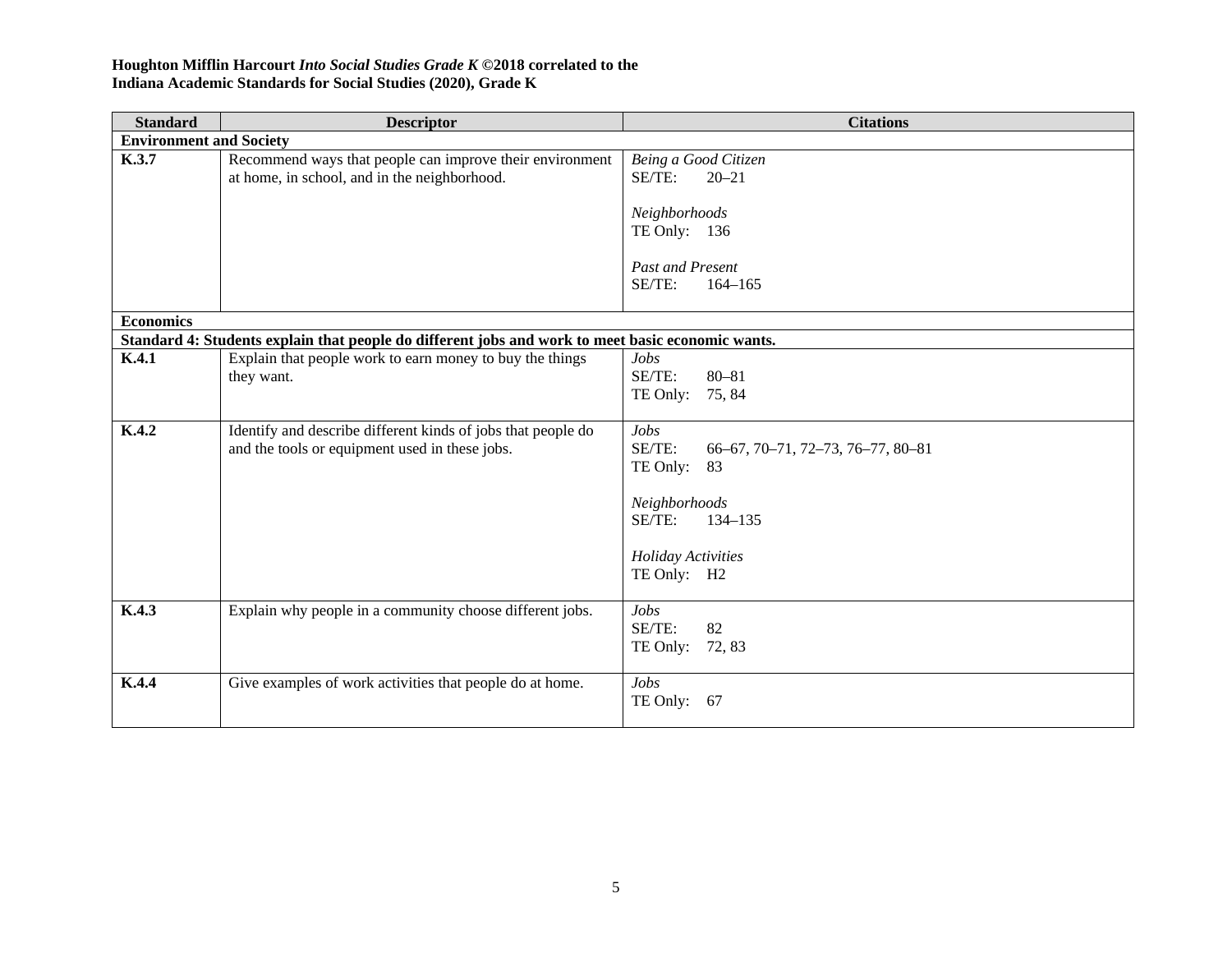**Houghton Mifflin Harcourt *Into Social Studies Grade K* ©2018 correlated to the**
**Indiana Academic Standards for Social Studies (2020), Grade K**

| Standard | Descriptor | Citations |
|---|---|---|
| **Environment and Society** | | |
| **K.3.7** | Recommend ways that people can improve their environment at home, in school, and in the neighborhood. | *Being a Good Citizen*<br>SE/TE: 20–21<br><br>*Neighborhoods*<br>TE Only: 136<br><br>*Past and Present*<br>SE/TE: 164–165 |
| **Economics** | | |
| **Standard 4: Students explain that people do different jobs and work to meet basic economic wants.** | | |
| **K.4.1** | Explain that people work to earn money to buy the things they want. | *Jobs*<br>SE/TE: 80–81<br>TE Only: 75, 84 |
| **K.4.2** | Identify and describe different kinds of jobs that people do and the tools or equipment used in these jobs. | *Jobs*<br>SE/TE: 66–67, 70–71, 72–73, 76–77, 80–81<br>TE Only: 83<br><br>*Neighborhoods*<br>SE/TE: 134–135<br><br>*Holiday Activities*<br>TE Only: H2 |
| **K.4.3** | Explain why people in a community choose different jobs. | *Jobs*<br>SE/TE: 82<br>TE Only: 72, 83 |
| **K.4.4** | Give examples of work activities that people do at home. | *Jobs*<br>TE Only: 67 |